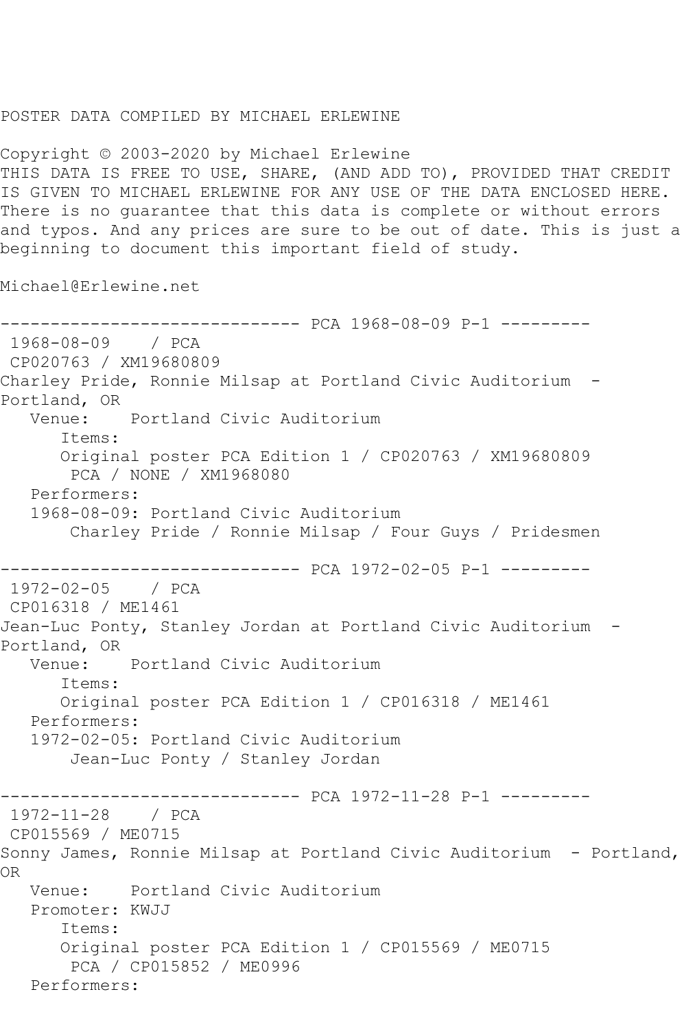POSTER DATA COMPILED BY MICHAEL ERLEWINE

Copyright © 2003-2020 by Michael Erlewine
THIS DATA IS FREE TO USE, SHARE, (AND ADD TO), PROVIDED THAT CREDIT IS GIVEN TO MICHAEL ERLEWINE FOR ANY USE OF THE DATA ENCLOSED HERE. There is no guarantee that this data is complete or without errors and typos. And any prices are sure to be out of date. This is just a beginning to document this important field of study.

Michael@Erlewine.net

```
------------------------------ PCA 1968-08-09 P-1 ---------
 1968-08-09    / PCA
 CP020763 / XM19680809
Charley Pride, Ronnie Milsap at Portland Civic Auditorium  -
Portland, OR
   Venue:    Portland Civic Auditorium
      Items:
      Original poster PCA Edition 1 / CP020763 / XM19680809
       PCA / NONE / XM1968080
   Performers:
   1968-08-09: Portland Civic Auditorium
       Charley Pride / Ronnie Milsap / Four Guys / Pridesmen

------------------------------ PCA 1972-02-05 P-1 ---------
 1972-02-05    / PCA
 CP016318 / ME1461
Jean-Luc Ponty, Stanley Jordan at Portland Civic Auditorium  -
Portland, OR
   Venue:    Portland Civic Auditorium
      Items:
      Original poster PCA Edition 1 / CP016318 / ME1461
   Performers:
   1972-02-05: Portland Civic Auditorium
       Jean-Luc Ponty / Stanley Jordan

------------------------------ PCA 1972-11-28 P-1 ---------
 1972-11-28    / PCA
 CP015569 / ME0715
Sonny James, Ronnie Milsap at Portland Civic Auditorium  - Portland,
OR
   Venue:    Portland Civic Auditorium
   Promoter: KWJJ
      Items:
      Original poster PCA Edition 1 / CP015569 / ME0715
       PCA / CP015852 / ME0996
   Performers:
```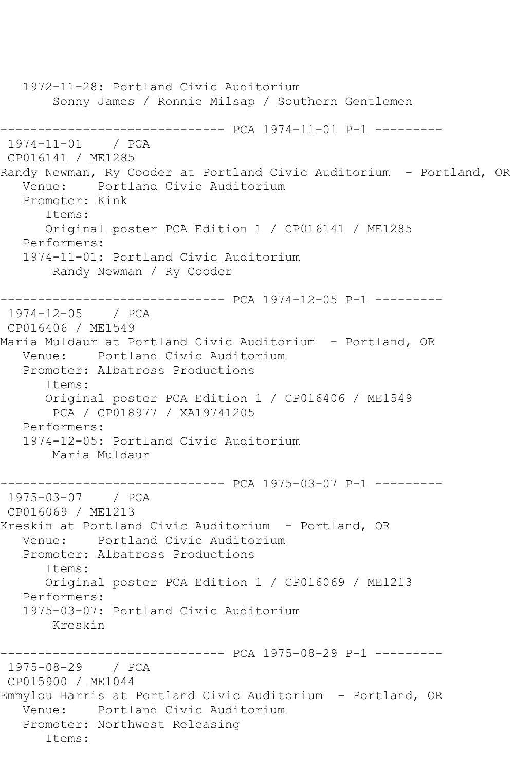```
   1972-11-28: Portland Civic Auditorium
        Sonny James / Ronnie Milsap / Southern Gentlemen

------------------------------ PCA 1974-11-01 P-1 ---------
 1974-11-01    / PCA
 CP016141 / ME1285
Randy Newman, Ry Cooder at Portland Civic Auditorium  - Portland, OR
   Venue:    Portland Civic Auditorium
   Promoter: Kink
      Items:
      Original poster PCA Edition 1 / CP016141 / ME1285
   Performers:
   1974-11-01: Portland Civic Auditorium
        Randy Newman / Ry Cooder

------------------------------ PCA 1974-12-05 P-1 ---------
 1974-12-05    / PCA
 CP016406 / ME1549
Maria Muldaur at Portland Civic Auditorium  - Portland, OR
   Venue:    Portland Civic Auditorium
   Promoter: Albatross Productions
      Items:
      Original poster PCA Edition 1 / CP016406 / ME1549
        PCA / CP018977 / XA19741205
   Performers:
   1974-12-05: Portland Civic Auditorium
        Maria Muldaur

------------------------------ PCA 1975-03-07 P-1 ---------
 1975-03-07    / PCA
 CP016069 / ME1213
Kreskin at Portland Civic Auditorium  - Portland, OR
   Venue:    Portland Civic Auditorium
   Promoter: Albatross Productions
      Items:
      Original poster PCA Edition 1 / CP016069 / ME1213
   Performers:
   1975-03-07: Portland Civic Auditorium
        Kreskin

------------------------------ PCA 1975-08-29 P-1 ---------
 1975-08-29    / PCA
 CP015900 / ME1044
Emmylou Harris at Portland Civic Auditorium  - Portland, OR
   Venue:    Portland Civic Auditorium
   Promoter: Northwest Releasing
      Items:
```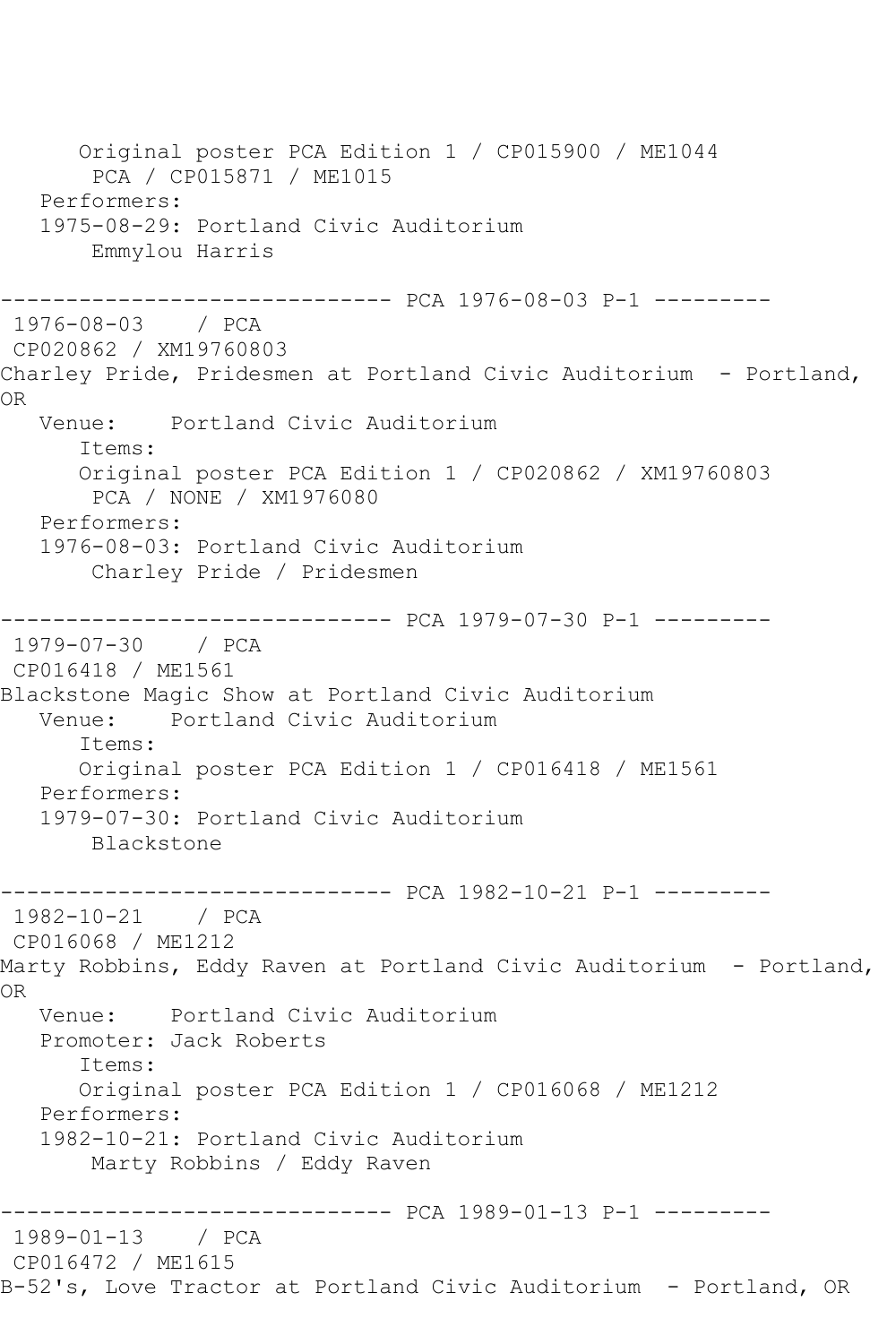```
      Original poster PCA Edition 1 / CP015900 / ME1044
       PCA / CP015871 / ME1015
   Performers:
   1975-08-29: Portland Civic Auditorium
       Emmylou Harris

------------------------------ PCA 1976-08-03 P-1 ---------
 1976-08-03    / PCA
 CP020862 / XM19760803
Charley Pride, Pridesmen at Portland Civic Auditorium  - Portland,
OR
   Venue:    Portland Civic Auditorium
      Items:
      Original poster PCA Edition 1 / CP020862 / XM19760803
       PCA / NONE / XM1976080
   Performers:
   1976-08-03: Portland Civic Auditorium
       Charley Pride / Pridesmen

------------------------------ PCA 1979-07-30 P-1 ---------
 1979-07-30    / PCA
 CP016418 / ME1561
Blackstone Magic Show at Portland Civic Auditorium
   Venue:    Portland Civic Auditorium
      Items:
      Original poster PCA Edition 1 / CP016418 / ME1561
   Performers:
   1979-07-30: Portland Civic Auditorium
       Blackstone

------------------------------ PCA 1982-10-21 P-1 ---------
 1982-10-21    / PCA
 CP016068 / ME1212
Marty Robbins, Eddy Raven at Portland Civic Auditorium  - Portland,
OR
   Venue:    Portland Civic Auditorium
   Promoter: Jack Roberts
      Items:
      Original poster PCA Edition 1 / CP016068 / ME1212
   Performers:
   1982-10-21: Portland Civic Auditorium
       Marty Robbins / Eddy Raven

------------------------------ PCA 1989-01-13 P-1 ---------
 1989-01-13    / PCA
 CP016472 / ME1615
B-52's, Love Tractor at Portland Civic Auditorium  - Portland, OR
```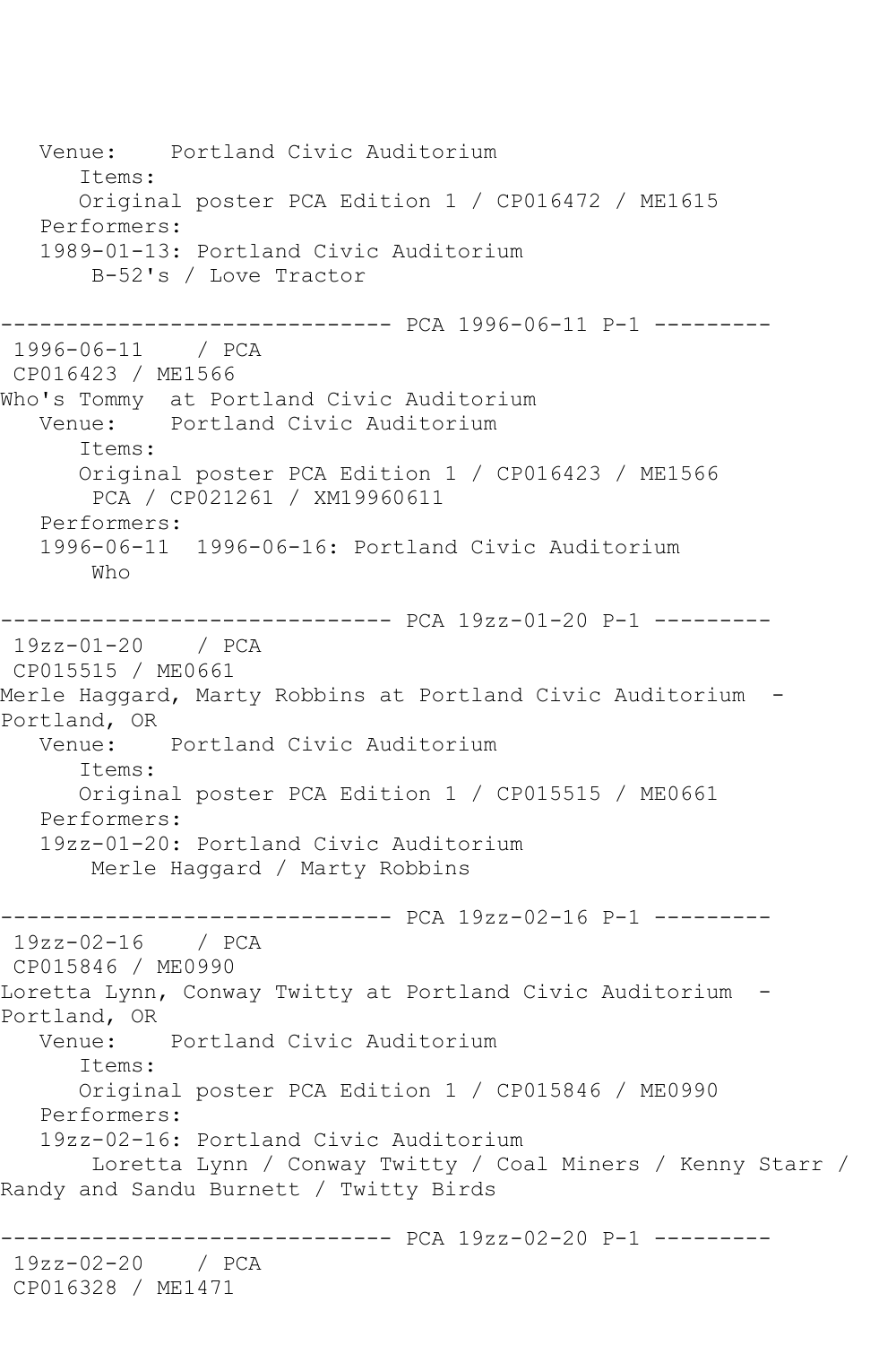```
   Venue:    Portland Civic Auditorium
      Items:
      Original poster PCA Edition 1 / CP016472 / ME1615
   Performers:
   1989-01-13: Portland Civic Auditorium
       B-52's / Love Tractor

------------------------------ PCA 1996-06-11 P-1 ---------
 1996-06-11    / PCA
 CP016423 / ME1566
Who's Tommy  at Portland Civic Auditorium
   Venue:    Portland Civic Auditorium
      Items:
      Original poster PCA Edition 1 / CP016423 / ME1566
       PCA / CP021261 / XM19960611
   Performers:
   1996-06-11  1996-06-16: Portland Civic Auditorium
       Who

------------------------------ PCA 19zz-01-20 P-1 ---------
 19zz-01-20    / PCA
 CP015515 / ME0661
Merle Haggard, Marty Robbins at Portland Civic Auditorium  - 
Portland, OR
   Venue:    Portland Civic Auditorium
      Items:
      Original poster PCA Edition 1 / CP015515 / ME0661
   Performers:
   19zz-01-20: Portland Civic Auditorium
       Merle Haggard / Marty Robbins

------------------------------ PCA 19zz-02-16 P-1 ---------
 19zz-02-16    / PCA
 CP015846 / ME0990
Loretta Lynn, Conway Twitty at Portland Civic Auditorium  - 
Portland, OR
   Venue:    Portland Civic Auditorium
      Items:
      Original poster PCA Edition 1 / CP015846 / ME0990
   Performers:
   19zz-02-16: Portland Civic Auditorium
       Loretta Lynn / Conway Twitty / Coal Miners / Kenny Starr / 
Randy and Sandu Burnett / Twitty Birds

------------------------------ PCA 19zz-02-20 P-1 ---------
 19zz-02-20    / PCA
 CP016328 / ME1471
```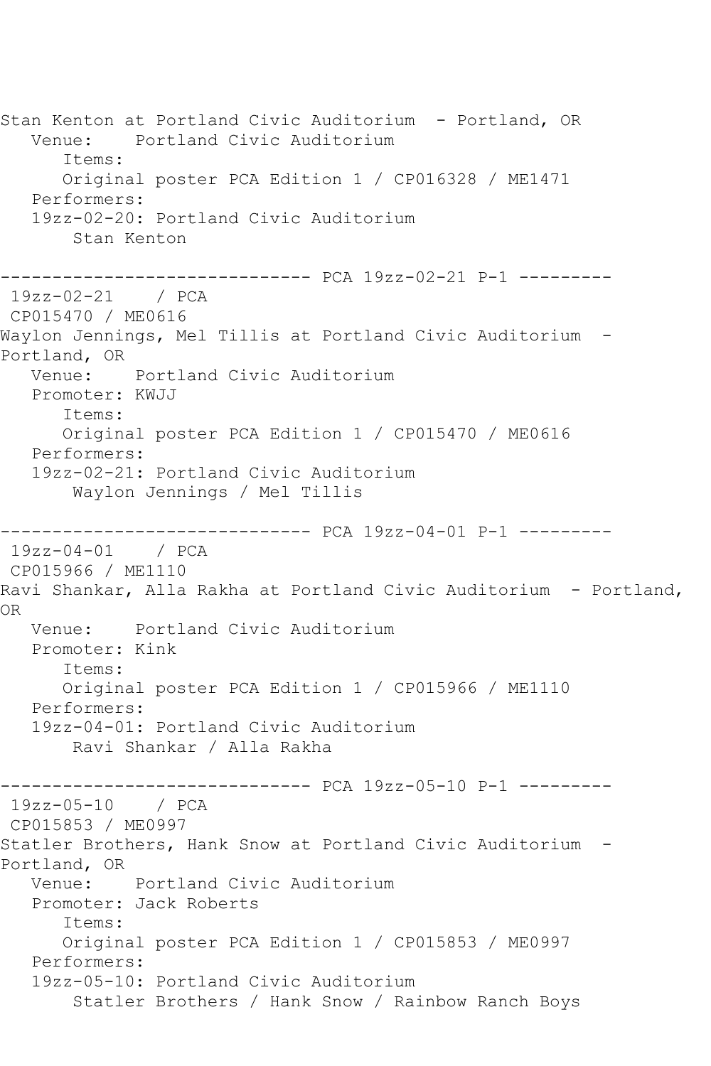```
Stan Kenton at Portland Civic Auditorium  - Portland, OR
   Venue:    Portland Civic Auditorium
      Items:
      Original poster PCA Edition 1 / CP016328 / ME1471
   Performers:
   19zz-02-20: Portland Civic Auditorium
       Stan Kenton

------------------------------ PCA 19zz-02-21 P-1 ---------
 19zz-02-21    / PCA
 CP015470 / ME0616
Waylon Jennings, Mel Tillis at Portland Civic Auditorium  -
Portland, OR
   Venue:    Portland Civic Auditorium
   Promoter: KWJJ
      Items:
      Original poster PCA Edition 1 / CP015470 / ME0616
   Performers:
   19zz-02-21: Portland Civic Auditorium
       Waylon Jennings / Mel Tillis

------------------------------ PCA 19zz-04-01 P-1 ---------
 19zz-04-01    / PCA
 CP015966 / ME1110
Ravi Shankar, Alla Rakha at Portland Civic Auditorium  - Portland,
OR
   Venue:    Portland Civic Auditorium
   Promoter: Kink
      Items:
      Original poster PCA Edition 1 / CP015966 / ME1110
   Performers:
   19zz-04-01: Portland Civic Auditorium
       Ravi Shankar / Alla Rakha

------------------------------ PCA 19zz-05-10 P-1 ---------
 19zz-05-10    / PCA
 CP015853 / ME0997
Statler Brothers, Hank Snow at Portland Civic Auditorium  -
Portland, OR
   Venue:    Portland Civic Auditorium
   Promoter: Jack Roberts
      Items:
      Original poster PCA Edition 1 / CP015853 / ME0997
   Performers:
   19zz-05-10: Portland Civic Auditorium
       Statler Brothers / Hank Snow / Rainbow Ranch Boys
```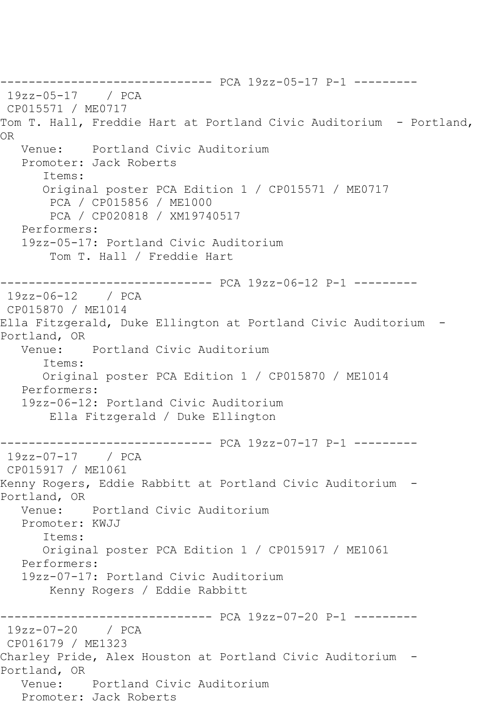------------------------------ PCA 19zz-05-17 P-1 ---------

19zz-05-17 / PCA

CP015571 / ME0717

Tom T. Hall, Freddie Hart at Portland Civic Auditorium - Portland, OR

Venue: Portland Civic Auditorium

Promoter: Jack Roberts

Items:

Original poster PCA Edition 1 / CP015571 / ME0717

PCA / CP015856 / ME1000

PCA / CP020818 / XM19740517

Performers:

19zz-05-17: Portland Civic Auditorium

Tom T. Hall / Freddie Hart

------------------------------ PCA 19zz-06-12 P-1 ---------

19zz-06-12 / PCA

CP015870 / ME1014

Ella Fitzgerald, Duke Ellington at Portland Civic Auditorium - Portland, OR

Venue: Portland Civic Auditorium

Items:

Original poster PCA Edition 1 / CP015870 / ME1014

Performers:

19zz-06-12: Portland Civic Auditorium

Ella Fitzgerald / Duke Ellington

------------------------------ PCA 19zz-07-17 P-1 ---------

19zz-07-17 / PCA

CP015917 / ME1061

Kenny Rogers, Eddie Rabbitt at Portland Civic Auditorium - Portland, OR

Venue: Portland Civic Auditorium

Promoter: KWJJ

Items:

Original poster PCA Edition 1 / CP015917 / ME1061

Performers:

19zz-07-17: Portland Civic Auditorium

Kenny Rogers / Eddie Rabbitt

------------------------------ PCA 19zz-07-20 P-1 ---------

19zz-07-20 / PCA

CP016179 / ME1323

Charley Pride, Alex Houston at Portland Civic Auditorium - Portland, OR

Venue: Portland Civic Auditorium

Promoter: Jack Roberts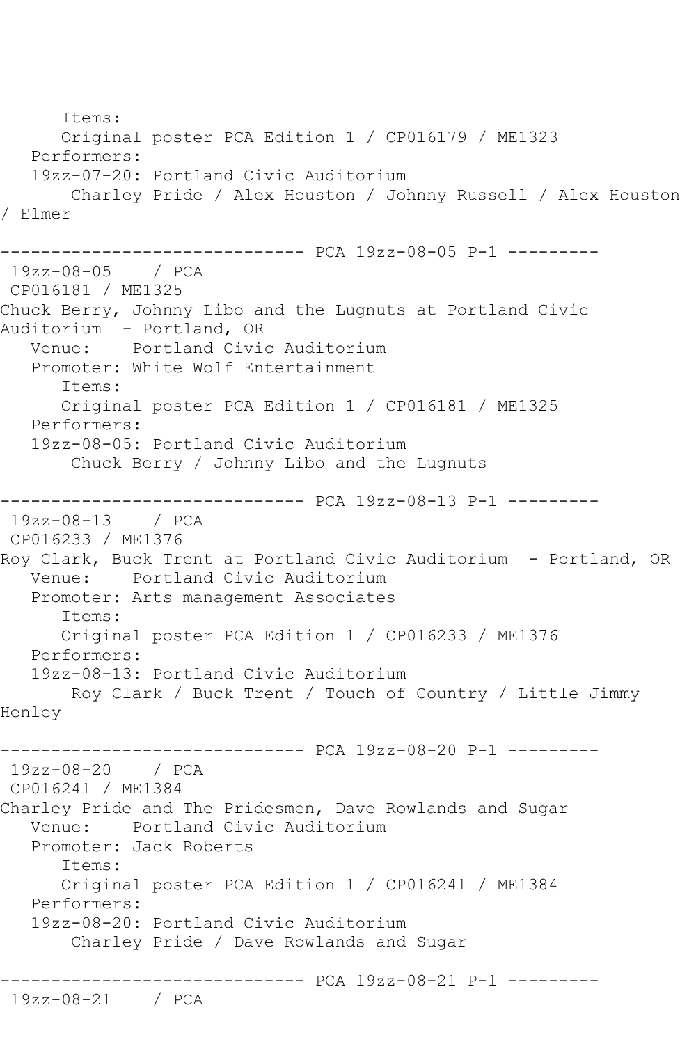```
      Items:
      Original poster PCA Edition 1 / CP016179 / ME1323
   Performers:
   19zz-07-20: Portland Civic Auditorium
       Charley Pride / Alex Houston / Johnny Russell / Alex Houston
/ Elmer

------------------------------ PCA 19zz-08-05 P-1 ---------
 19zz-08-05    / PCA
 CP016181 / ME1325
Chuck Berry, Johnny Libo and the Lugnuts at Portland Civic
Auditorium  - Portland, OR
   Venue:    Portland Civic Auditorium
   Promoter: White Wolf Entertainment
      Items:
      Original poster PCA Edition 1 / CP016181 / ME1325
   Performers:
   19zz-08-05: Portland Civic Auditorium
       Chuck Berry / Johnny Libo and the Lugnuts

------------------------------ PCA 19zz-08-13 P-1 ---------
 19zz-08-13    / PCA
 CP016233 / ME1376
Roy Clark, Buck Trent at Portland Civic Auditorium  - Portland, OR
   Venue:    Portland Civic Auditorium
   Promoter: Arts management Associates
      Items:
      Original poster PCA Edition 1 / CP016233 / ME1376
   Performers:
   19zz-08-13: Portland Civic Auditorium
       Roy Clark / Buck Trent / Touch of Country / Little Jimmy
Henley

------------------------------ PCA 19zz-08-20 P-1 ---------
 19zz-08-20    / PCA
 CP016241 / ME1384
Charley Pride and The Pridesmen, Dave Rowlands and Sugar
   Venue:    Portland Civic Auditorium
   Promoter: Jack Roberts
      Items:
      Original poster PCA Edition 1 / CP016241 / ME1384
   Performers:
   19zz-08-20: Portland Civic Auditorium
       Charley Pride / Dave Rowlands and Sugar

------------------------------ PCA 19zz-08-21 P-1 ---------
 19zz-08-21    / PCA
```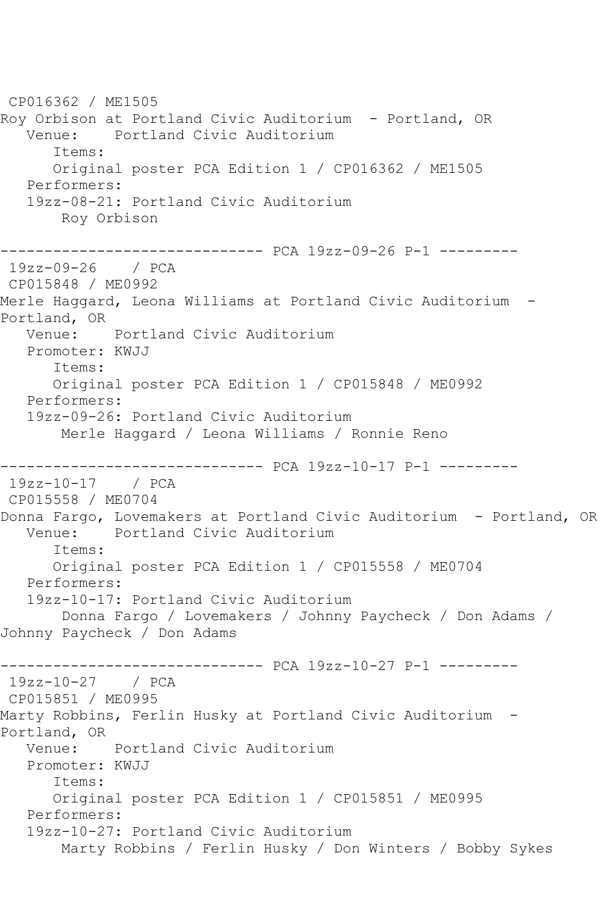CP016362 / ME1505
Roy Orbison at Portland Civic Auditorium - Portland, OR
Venue: Portland Civic Auditorium
Items:
Original poster PCA Edition 1 / CP016362 / ME1505
Performers:
19zz-08-21: Portland Civic Auditorium
Roy Orbison

------------------------------ PCA 19zz-09-26 P-1 ---------
19zz-09-26 / PCA
CP015848 / ME0992
Merle Haggard, Leona Williams at Portland Civic Auditorium - Portland, OR
Venue: Portland Civic Auditorium
Promoter: KWJJ
Items:
Original poster PCA Edition 1 / CP015848 / ME0992
Performers:
19zz-09-26: Portland Civic Auditorium
Merle Haggard / Leona Williams / Ronnie Reno

------------------------------ PCA 19zz-10-17 P-1 ---------
19zz-10-17 / PCA
CP015558 / ME0704
Donna Fargo, Lovemakers at Portland Civic Auditorium - Portland, OR
Venue: Portland Civic Auditorium
Items:
Original poster PCA Edition 1 / CP015558 / ME0704
Performers:
19zz-10-17: Portland Civic Auditorium
Donna Fargo / Lovemakers / Johnny Paycheck / Don Adams / Johnny Paycheck / Don Adams

------------------------------ PCA 19zz-10-27 P-1 ---------
19zz-10-27 / PCA
CP015851 / ME0995
Marty Robbins, Ferlin Husky at Portland Civic Auditorium - Portland, OR
Venue: Portland Civic Auditorium
Promoter: KWJJ
Items:
Original poster PCA Edition 1 / CP015851 / ME0995
Performers:
19zz-10-27: Portland Civic Auditorium
Marty Robbins / Ferlin Husky / Don Winters / Bobby Sykes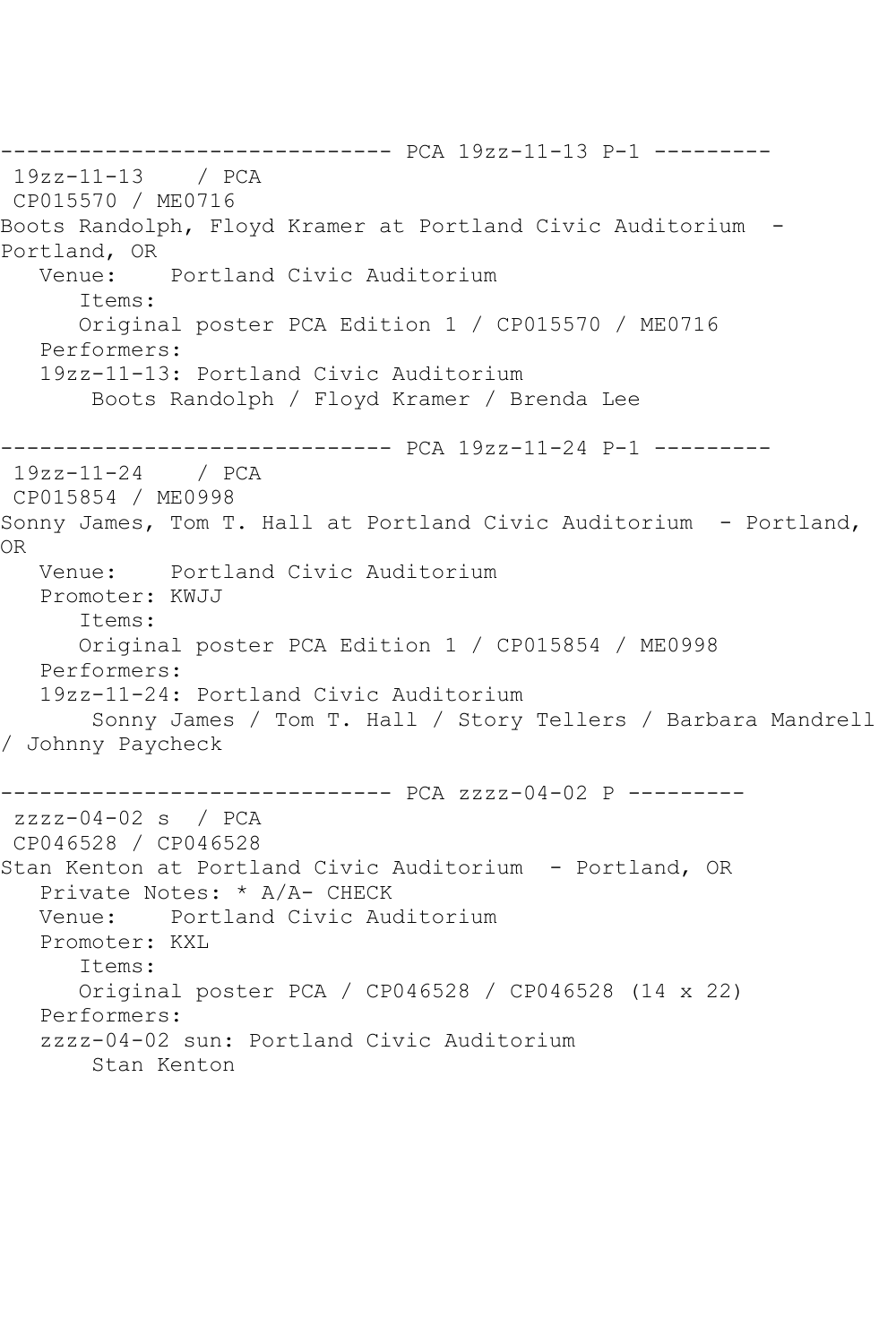------------------------------ PCA 19zz-11-13 P-1 ---------

19zz-11-13 / PCA

CP015570 / ME0716

Boots Randolph, Floyd Kramer at Portland Civic Auditorium - Portland, OR

Venue: Portland Civic Auditorium

Items:

Original poster PCA Edition 1 / CP015570 / ME0716

Performers:

19zz-11-13: Portland Civic Auditorium

Boots Randolph / Floyd Kramer / Brenda Lee

------------------------------ PCA 19zz-11-24 P-1 ---------

19zz-11-24 / PCA

CP015854 / ME0998

Sonny James, Tom T. Hall at Portland Civic Auditorium - Portland, OR

Venue: Portland Civic Auditorium

Promoter: KWJJ

Items:

Original poster PCA Edition 1 / CP015854 / ME0998

Performers:

19zz-11-24: Portland Civic Auditorium

Sonny James / Tom T. Hall / Story Tellers / Barbara Mandrell / Johnny Paycheck

------------------------------ PCA zzzz-04-02 P ---------

zzzz-04-02 s / PCA

CP046528 / CP046528

Stan Kenton at Portland Civic Auditorium - Portland, OR

Private Notes: * A/A- CHECK

Venue: Portland Civic Auditorium

Promoter: KXL

Items:

Original poster PCA / CP046528 / CP046528 (14 x 22)

Performers:

zzzz-04-02 sun: Portland Civic Auditorium

Stan Kenton